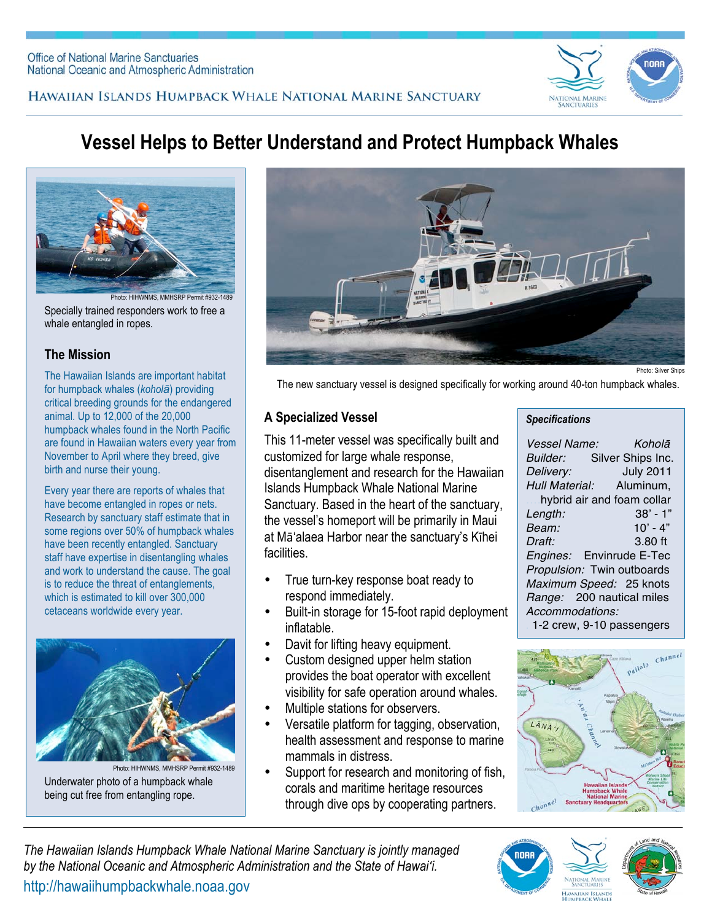Office of National Marine Sanctuaries
National Oceanic and Atmospheric Administration

HAWAIIAN ISLANDS HUMPBACK WHALE NATIONAL MARINE SANCTUARY

# Vessel Helps to Better Understand and Protect Humpback Whales

Photo: HIHWNMS, MMHSRP Permit #932-1489

Specially trained responders work to free a whale entangled in ropes.

## The Mission

The Hawaiian Islands are important habitat for humpback whales (*koholā*) providing critical breeding grounds for the endangered animal. Up to 12,000 of the 20,000 humpback whales found in the North Pacific are found in Hawaiian waters every year from November to April where they breed, give birth and nurse their young.

Every year there are reports of whales that have become entangled in ropes or nets. Research by sanctuary staff estimate that in some regions over 50% of humpback whales have been recently entangled. Sanctuary staff have expertise in disentangling whales and work to understand the cause. The goal is to reduce the threat of entanglements, which is estimated to kill over 300,000 cetaceans worldwide every year.

Photo: HIHWNMS, MMHSRP Permit #932-1489

Underwater photo of a humpback whale being cut free from entangling rope.

Photo: Silver Ships

The new sanctuary vessel is designed specifically for working around 40-ton humpback whales.

## A Specialized Vessel

This 11-meter vessel was specifically built and customized for large whale response, disentanglement and research for the Hawaiian Islands Humpback Whale National Marine Sanctuary. Based in the heart of the sanctuary, the vessel's homeport will be primarily in Maui at Māʻalaea Harbor near the sanctuary's Kīhei facilities.

- True turn-key response boat ready to respond immediately.
- Built-in storage for 15-foot rapid deployment inflatable.
- Davit for lifting heavy equipment.
- Custom designed upper helm station provides the boat operator with excellent visibility for safe operation around whales.
- Multiple stations for observers.
- Versatile platform for tagging, observation, health assessment and response to marine mammals in distress.
- Support for research and monitoring of fish, corals and maritime heritage resources through dive ops by cooperating partners.

### *Specifications*

| | |
|---|---|
| *Vessel Name:* | *Koholā* |
| *Builder:* | Silver Ships Inc. |
| *Delivery:* | July 2011 |
| *Hull Material:* | Aluminum, hybrid air and foam collar |
| *Length:* | 38' - 1" |
| *Beam:* | 10' - 4" |
| *Draft:* | 3.80 ft |
| *Engines:* | Envinrude E-Tec |
| *Propulsion:* | Twin outboards |
| *Maximum Speed:* | 25 knots |
| *Range:* | 200 nautical miles |
| *Accommodations:* | 1-2 crew, 9-10 passengers |

*The Hawaiian Islands Humpback Whale National Marine Sanctuary is jointly managed by the National Oceanic and Atmospheric Administration and the State of Hawaiʻi.*

http://hawaiihumpbackwhale.noaa.gov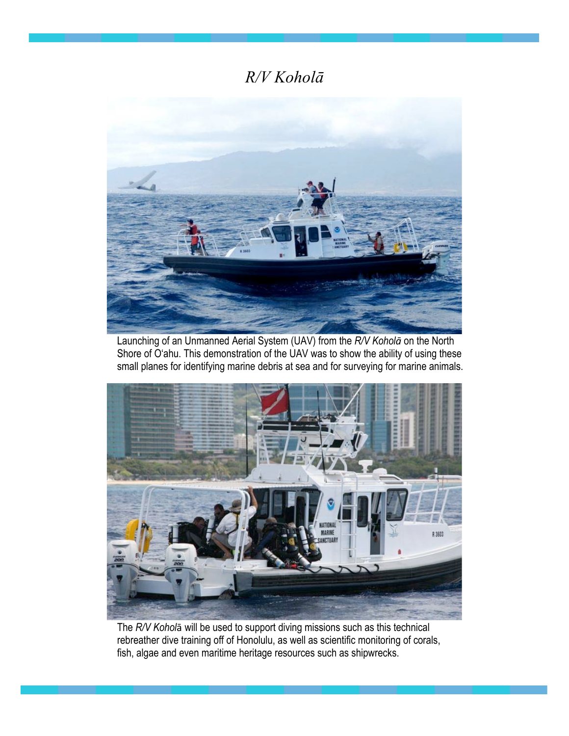# *R/V Koholā*

Launching of an Unmanned Aerial System (UAV) from the *R/V Koholā* on the North Shore of O'ahu. This demonstration of the UAV was to show the ability of using these small planes for identifying marine debris at sea and for surveying for marine animals.

The *R/V Koholā* will be used to support diving missions such as this technical rebreather dive training off of Honolulu, as well as scientific monitoring of corals, fish, algae and even maritime heritage resources such as shipwrecks.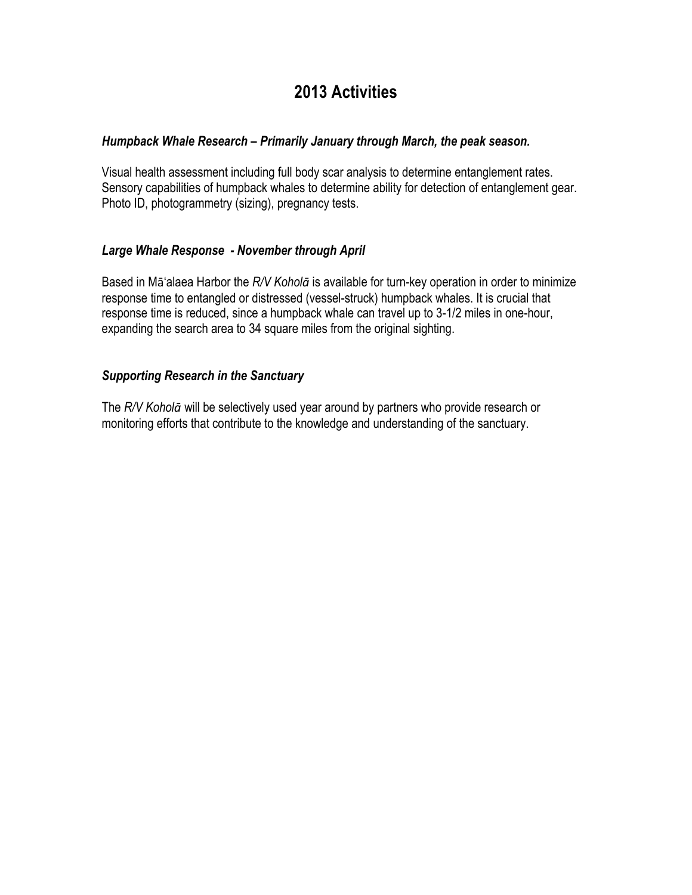# 2013 Activities

### *Humpback Whale Research – Primarily January through March, the peak season.*

Visual health assessment including full body scar analysis to determine entanglement rates. Sensory capabilities of humpback whales to determine ability for detection of entanglement gear. Photo ID, photogrammetry (sizing), pregnancy tests.

### *Large Whale Response - November through April*

Based in Māʻalaea Harbor the *R/V Koholā* is available for turn-key operation in order to minimize response time to entangled or distressed (vessel-struck) humpback whales. It is crucial that response time is reduced, since a humpback whale can travel up to 3-1/2 miles in one-hour, expanding the search area to 34 square miles from the original sighting.

### *Supporting Research in the Sanctuary*

The *R/V Koholā* will be selectively used year around by partners who provide research or monitoring efforts that contribute to the knowledge and understanding of the sanctuary.